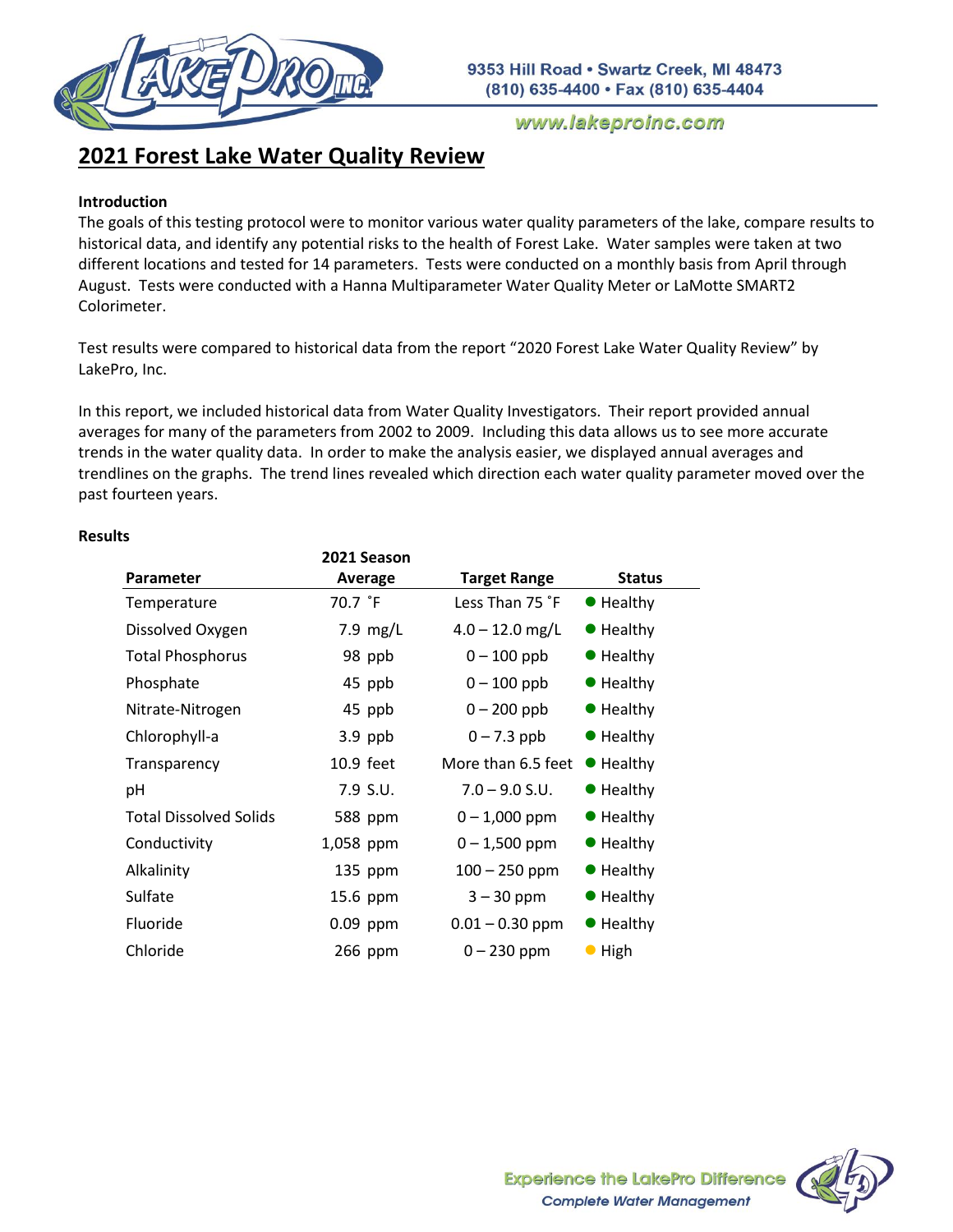# 2021 Forest Lake Water Quality Review

**Introduction**

The goals of this testing protocol were to monitor various water quality parameters of the lake, compare results to historical data, and identify any potential risks to the health of Forest Lake. Water samples were taken at two different locations and tested for 14 parameters. Tests were conducted on a monthly basis from April through August. Tests were conducted with a Hanna Multiparameter Water Quality Meter or LaMotte SMART2 Colorimeter.

Test results were compared to historical data from the report "2020 Forest Lake Water Quality Review" by LakePro, Inc.

In this report, we included historical data from Water Quality Investigators. Their report provided annual averages for many of the parameters from 2002 to 2009. Including this data allows us to see more accurate trends in the water quality data. In order to make the analysis easier, we displayed annual averages and trendlines on the graphs. The trend lines revealed which direction each water quality parameter moved over the past fourteen years.

**Results**

| Parameter | 2021 Season Average | Target Range | Status |
|---|---|---|---|
| Temperature | 70.7 ˚F | Less Than 75 ˚F | ● Healthy |
| Dissolved Oxygen | 7.9 mg/L | 4.0 – 12.0 mg/L | ● Healthy |
| Total Phosphorus | 98 ppb | 0 – 100 ppb | ● Healthy |
| Phosphate | 45 ppb | 0 – 100 ppb | ● Healthy |
| Nitrate-Nitrogen | 45 ppb | 0 – 200 ppb | ● Healthy |
| Chlorophyll-a | 3.9 ppb | 0 – 7.3 ppb | ● Healthy |
| Transparency | 10.9 feet | More than 6.5 feet | ● Healthy |
| pH | 7.9 S.U. | 7.0 – 9.0 S.U. | ● Healthy |
| Total Dissolved Solids | 588 ppm | 0 – 1,000 ppm | ● Healthy |
| Conductivity | 1,058 ppm | 0 – 1,500 ppm | ● Healthy |
| Alkalinity | 135 ppm | 100 – 250 ppm | ● Healthy |
| Sulfate | 15.6 ppm | 3 – 30 ppm | ● Healthy |
| Fluoride | 0.09 ppm | 0.01 – 0.30 ppm | ● Healthy |
| Chloride | 266 ppm | 0 – 230 ppm | ● High |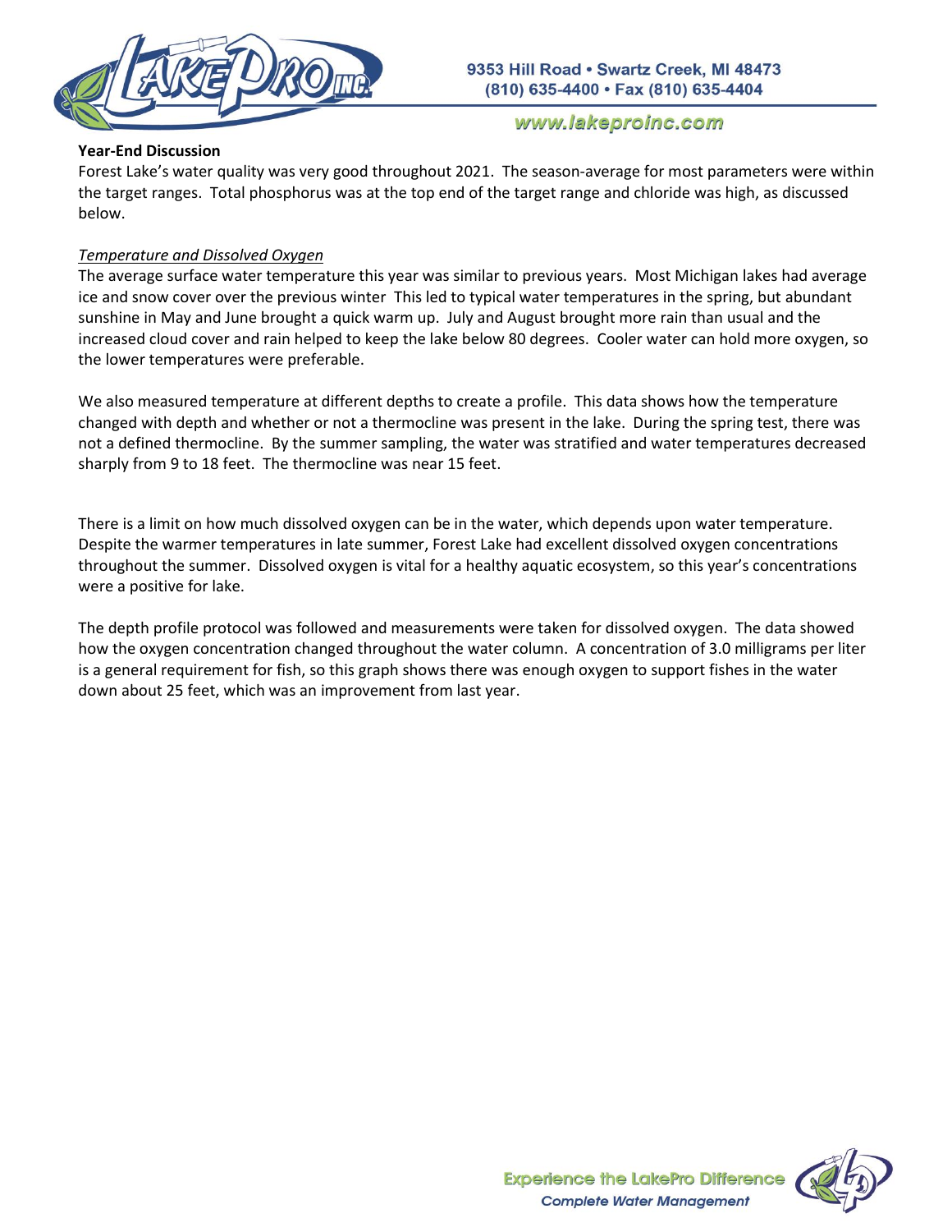**Year-End Discussion**

Forest Lake's water quality was very good throughout 2021. The season-average for most parameters were within the target ranges. Total phosphorus was at the top end of the target range and chloride was high, as discussed below.

*Temperature and Dissolved Oxygen*

The average surface water temperature this year was similar to previous years. Most Michigan lakes had average ice and snow cover over the previous winter This led to typical water temperatures in the spring, but abundant sunshine in May and June brought a quick warm up. July and August brought more rain than usual and the increased cloud cover and rain helped to keep the lake below 80 degrees. Cooler water can hold more oxygen, so the lower temperatures were preferable.

We also measured temperature at different depths to create a profile. This data shows how the temperature changed with depth and whether or not a thermocline was present in the lake. During the spring test, there was not a defined thermocline. By the summer sampling, the water was stratified and water temperatures decreased sharply from 9 to 18 feet. The thermocline was near 15 feet.

There is a limit on how much dissolved oxygen can be in the water, which depends upon water temperature. Despite the warmer temperatures in late summer, Forest Lake had excellent dissolved oxygen concentrations throughout the summer. Dissolved oxygen is vital for a healthy aquatic ecosystem, so this year's concentrations were a positive for lake.

The depth profile protocol was followed and measurements were taken for dissolved oxygen. The data showed how the oxygen concentration changed throughout the water column. A concentration of 3.0 milligrams per liter is a general requirement for fish, so this graph shows there was enough oxygen to support fishes in the water down about 25 feet, which was an improvement from last year.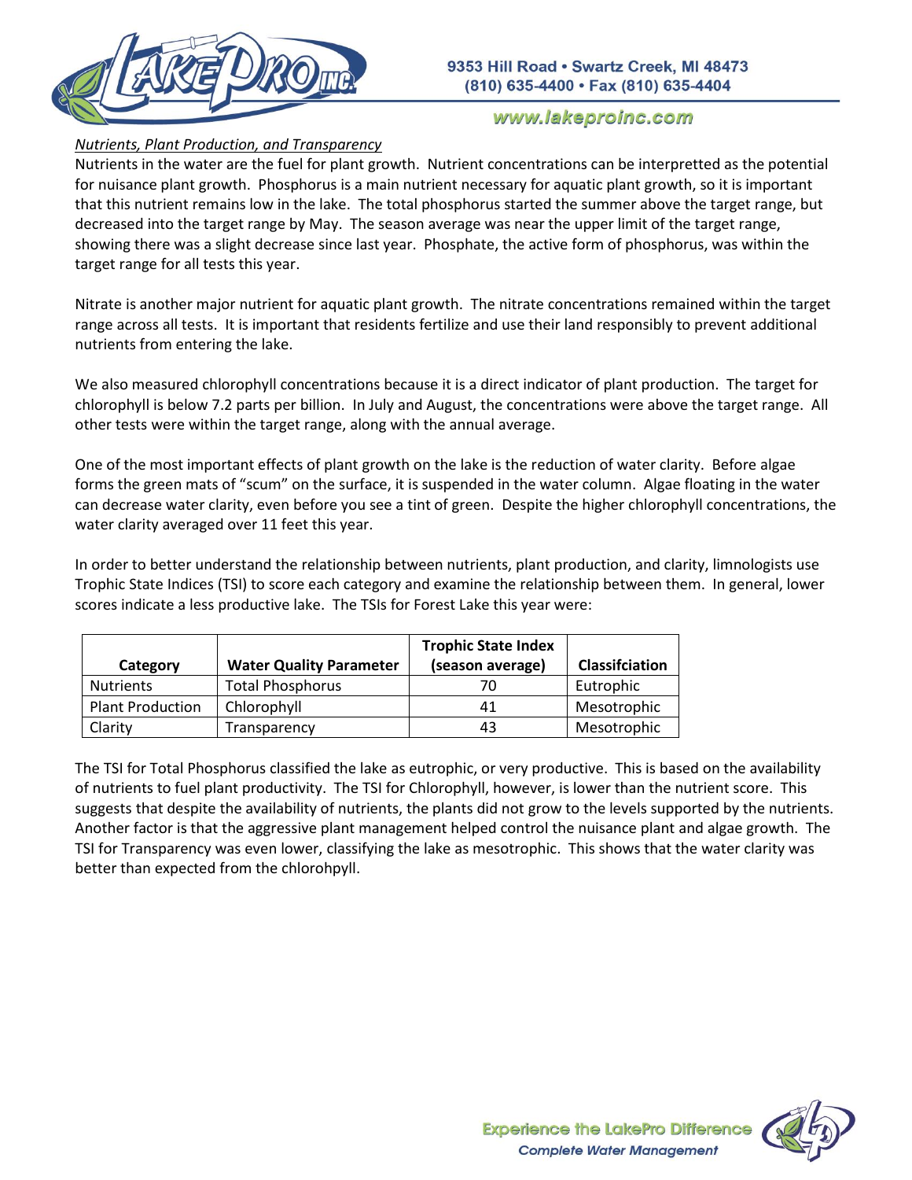*Nutrients, Plant Production, and Transparency*

Nutrients in the water are the fuel for plant growth. Nutrient concentrations can be interpretted as the potential for nuisance plant growth. Phosphorus is a main nutrient necessary for aquatic plant growth, so it is important that this nutrient remains low in the lake. The total phosphorus started the summer above the target range, but decreased into the target range by May. The season average was near the upper limit of the target range, showing there was a slight decrease since last year. Phosphate, the active form of phosphorus, was within the target range for all tests this year.

Nitrate is another major nutrient for aquatic plant growth. The nitrate concentrations remained within the target range across all tests. It is important that residents fertilize and use their land responsibly to prevent additional nutrients from entering the lake.

We also measured chlorophyll concentrations because it is a direct indicator of plant production. The target for chlorophyll is below 7.2 parts per billion. In July and August, the concentrations were above the target range. All other tests were within the target range, along with the annual average.

One of the most important effects of plant growth on the lake is the reduction of water clarity. Before algae forms the green mats of "scum" on the surface, it is suspended in the water column. Algae floating in the water can decrease water clarity, even before you see a tint of green. Despite the higher chlorophyll concentrations, the water clarity averaged over 11 feet this year.

In order to better understand the relationship between nutrients, plant production, and clarity, limnologists use Trophic State Indices (TSI) to score each category and examine the relationship between them. In general, lower scores indicate a less productive lake. The TSIs for Forest Lake this year were:

| Category | Water Quality Parameter | Trophic State Index (season average) | Classifciation |
|---|---|---|---|
| Nutrients | Total Phosphorus | 70 | Eutrophic |
| Plant Production | Chlorophyll | 41 | Mesotrophic |
| Clarity | Transparency | 43 | Mesotrophic |

The TSI for Total Phosphorus classified the lake as eutrophic, or very productive. This is based on the availability of nutrients to fuel plant productivity. The TSI for Chlorophyll, however, is lower than the nutrient score. This suggests that despite the availability of nutrients, the plants did not grow to the levels supported by the nutrients. Another factor is that the aggressive plant management helped control the nuisance plant and algae growth. The TSI for Transparency was even lower, classifying the lake as mesotrophic. This shows that the water clarity was better than expected from the chlorohpyll.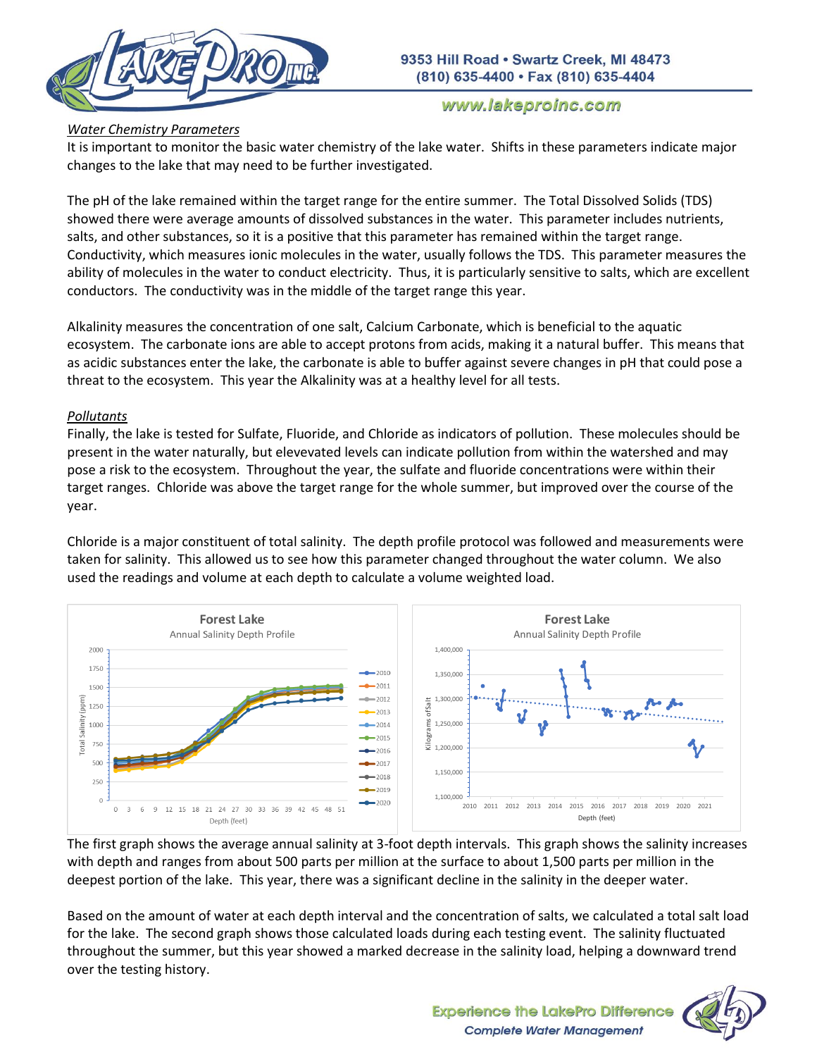### *Water Chemistry Parameters*

It is important to monitor the basic water chemistry of the lake water. Shifts in these parameters indicate major changes to the lake that may need to be further investigated.

The pH of the lake remained within the target range for the entire summer. The Total Dissolved Solids (TDS) showed there were average amounts of dissolved substances in the water. This parameter includes nutrients, salts, and other substances, so it is a positive that this parameter has remained within the target range. Conductivity, which measures ionic molecules in the water, usually follows the TDS. This parameter measures the ability of molecules in the water to conduct electricity. Thus, it is particularly sensitive to salts, which are excellent conductors. The conductivity was in the middle of the target range this year.

Alkalinity measures the concentration of one salt, Calcium Carbonate, which is beneficial to the aquatic ecosystem. The carbonate ions are able to accept protons from acids, making it a natural buffer. This means that as acidic substances enter the lake, the carbonate is able to buffer against severe changes in pH that could pose a threat to the ecosystem. This year the Alkalinity was at a healthy level for all tests.

### *Pollutants*

Finally, the lake is tested for Sulfate, Fluoride, and Chloride as indicators of pollution. These molecules should be present in the water naturally, but elevevated levels can indicate pollution from within the watershed and may pose a risk to the ecosystem. Throughout the year, the sulfate and fluoride concentrations were within their target ranges. Chloride was above the target range for the whole summer, but improved over the course of the year.

Chloride is a major constituent of total salinity. The depth profile protocol was followed and measurements were taken for salinity. This allowed us to see how this parameter changed throughout the water column. We also used the readings and volume at each depth to calculate a volume weighted load.

The first graph shows the average annual salinity at 3-foot depth intervals. This graph shows the salinity increases with depth and ranges from about 500 parts per million at the surface to about 1,500 parts per million in the deepest portion of the lake. This year, there was a significant decline in the salinity in the deeper water.

Based on the amount of water at each depth interval and the concentration of salts, we calculated a total salt load for the lake. The second graph shows those calculated loads during each testing event. The salinity fluctuated throughout the summer, but this year showed a marked decrease in the salinity load, helping a downward trend over the testing history.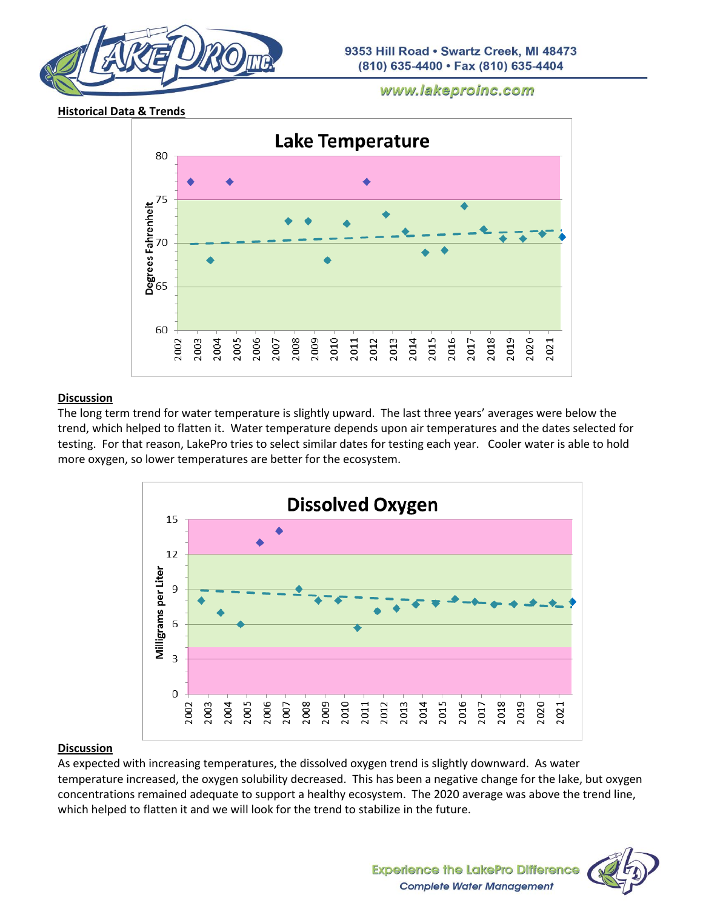## Historical Data & Trends

### Discussion

The long term trend for water temperature is slightly upward. The last three years' averages were below the trend, which helped to flatten it. Water temperature depends upon air temperatures and the dates selected for testing. For that reason, LakePro tries to select similar dates for testing each year. Cooler water is able to hold more oxygen, so lower temperatures are better for the ecosystem.

### Discussion

As expected with increasing temperatures, the dissolved oxygen trend is slightly downward. As water temperature increased, the oxygen solubility decreased. This has been a negative change for the lake, but oxygen concentrations remained adequate to support a healthy ecosystem. The 2020 average was above the trend line, which helped to flatten it and we will look for the trend to stabilize in the future.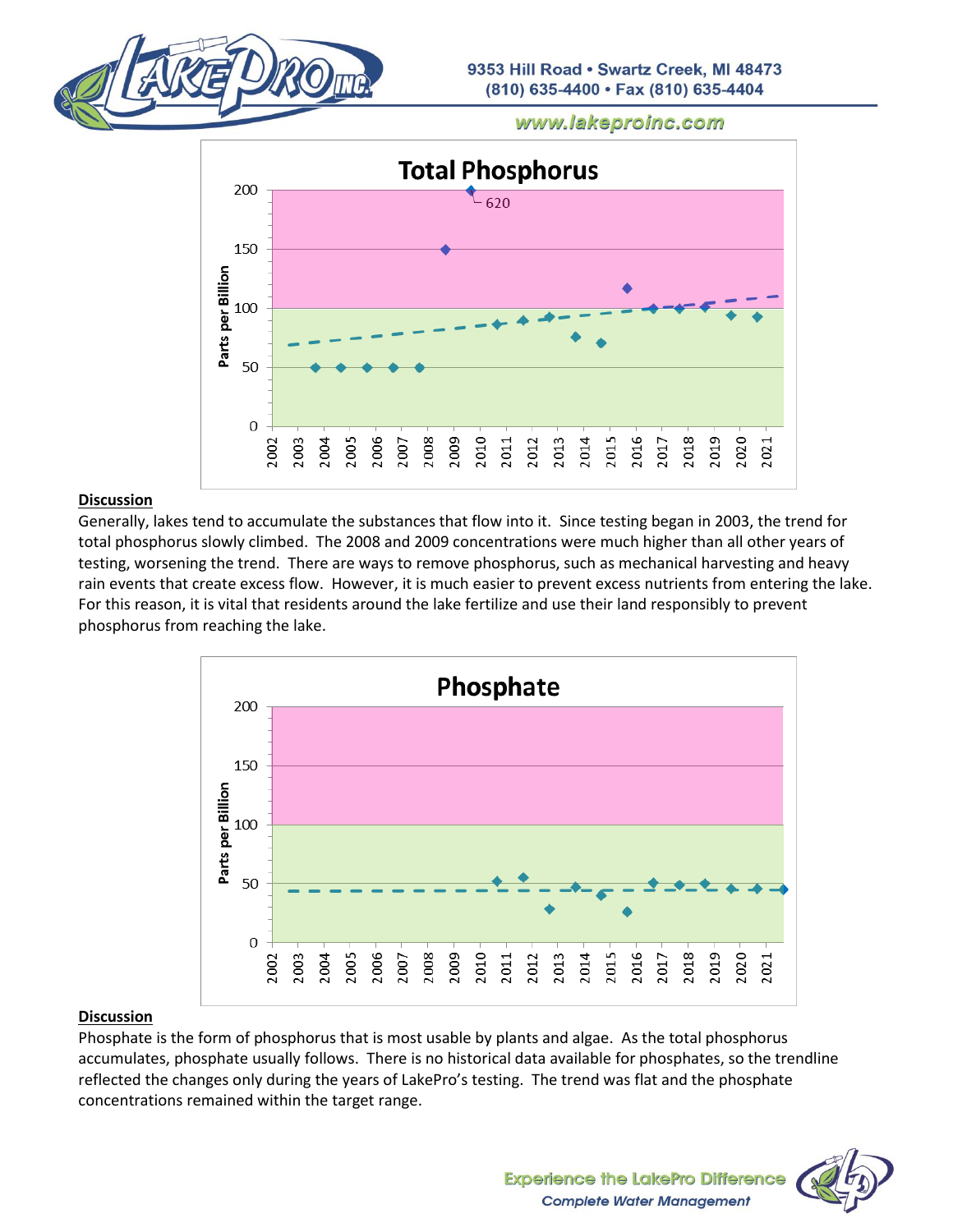**Total Phosphorus**

**Discussion**

Generally, lakes tend to accumulate the substances that flow into it. Since testing began in 2003, the trend for total phosphorus slowly climbed. The 2008 and 2009 concentrations were much higher than all other years of testing, worsening the trend. There are ways to remove phosphorus, such as mechanical harvesting and heavy rain events that create excess flow. However, it is much easier to prevent excess nutrients from entering the lake. For this reason, it is vital that residents around the lake fertilize and use their land responsibly to prevent phosphorus from reaching the lake.

**Phosphate**

**Discussion**

Phosphate is the form of phosphorus that is most usable by plants and algae. As the total phosphorus accumulates, phosphate usually follows. There is no historical data available for phosphates, so the trendline reflected the changes only during the years of LakePro's testing. The trend was flat and the phosphate concentrations remained within the target range.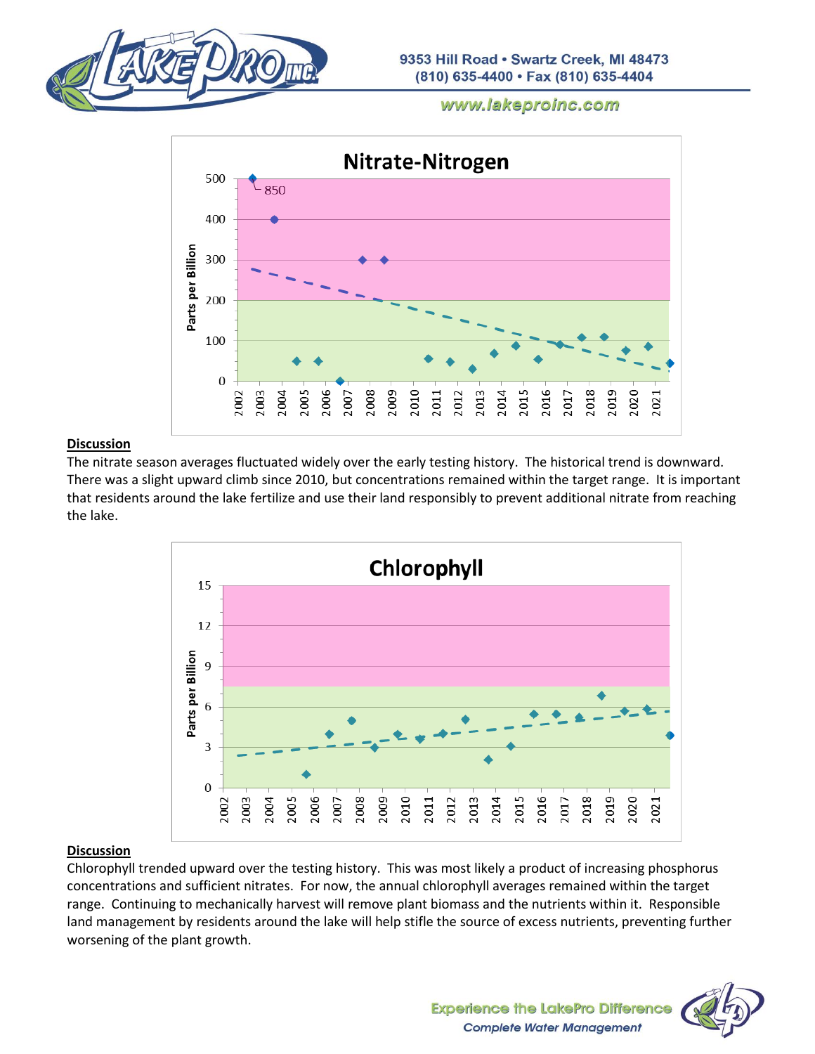## Nitrate-Nitrogen

### Discussion

The nitrate season averages fluctuated widely over the early testing history. The historical trend is downward. There was a slight upward climb since 2010, but concentrations remained within the target range. It is important that residents around the lake fertilize and use their land responsibly to prevent additional nitrate from reaching the lake.

## Chlorophyll

### Discussion

Chlorophyll trended upward over the testing history. This was most likely a product of increasing phosphorus concentrations and sufficient nitrates. For now, the annual chlorophyll averages remained within the target range. Continuing to mechanically harvest will remove plant biomass and the nutrients within it. Responsible land management by residents around the lake will help stifle the source of excess nutrients, preventing further worsening of the plant growth.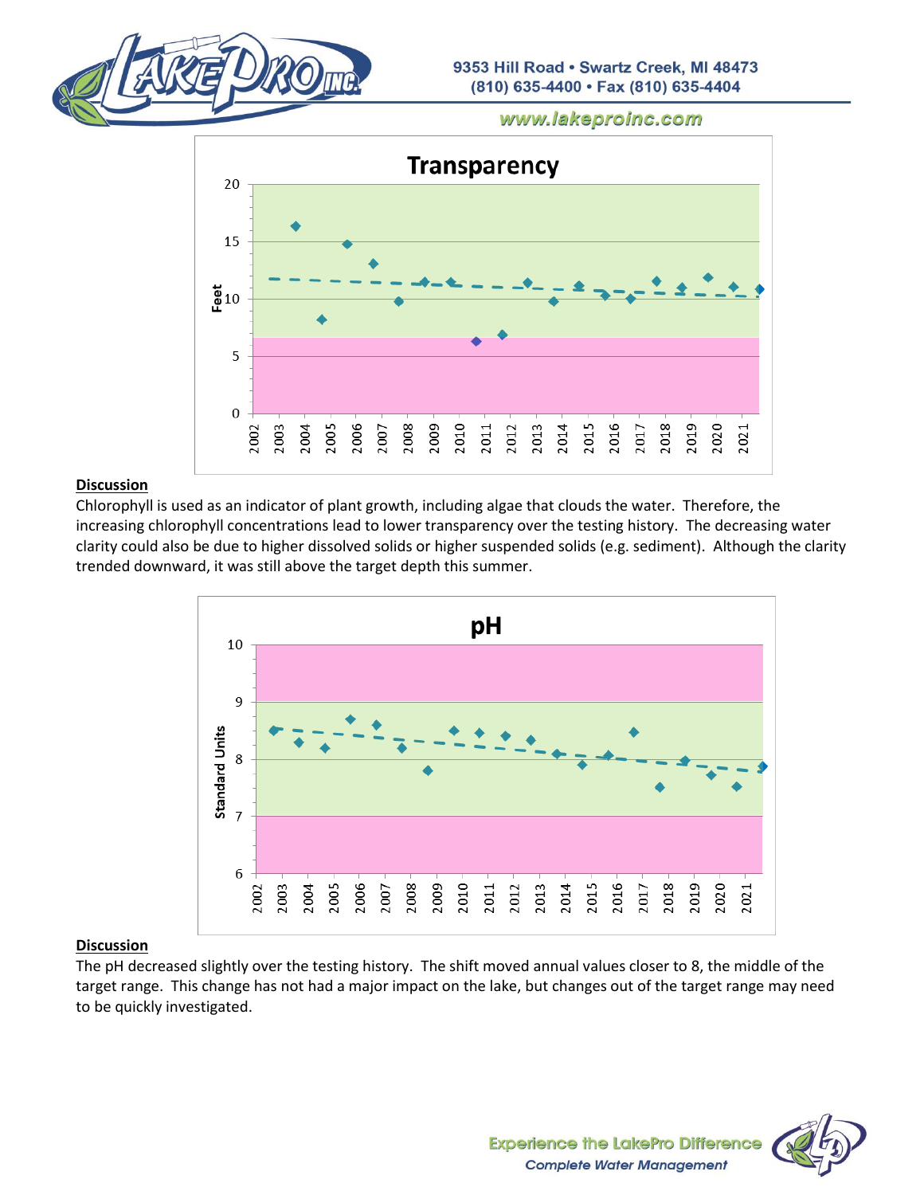## Transparency

**Discussion**

Chlorophyll is used as an indicator of plant growth, including algae that clouds the water. Therefore, the increasing chlorophyll concentrations lead to lower transparency over the testing history. The decreasing water clarity could also be due to higher dissolved solids or higher suspended solids (e.g. sediment). Although the clarity trended downward, it was still above the target depth this summer.

## pH

**Discussion**

The pH decreased slightly over the testing history. The shift moved annual values closer to 8, the middle of the target range. This change has not had a major impact on the lake, but changes out of the target range may need to be quickly investigated.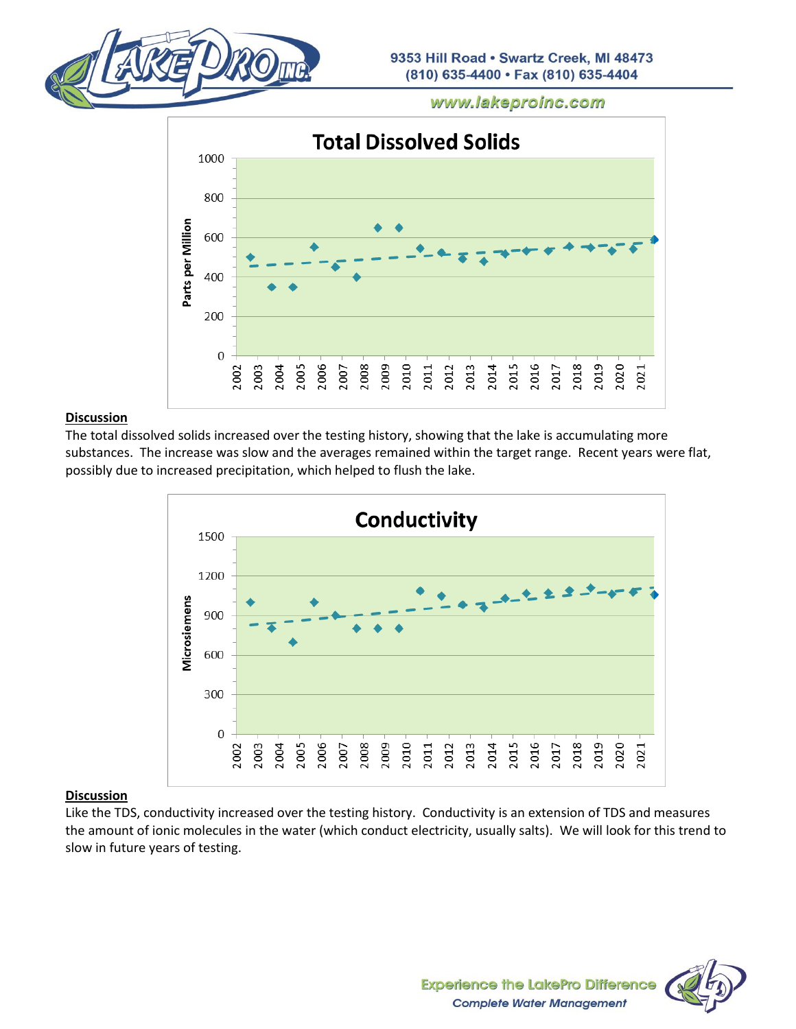**Discussion**

The total dissolved solids increased over the testing history, showing that the lake is accumulating more substances. The increase was slow and the averages remained within the target range. Recent years were flat, possibly due to increased precipitation, which helped to flush the lake.

**Discussion**

Like the TDS, conductivity increased over the testing history. Conductivity is an extension of TDS and measures the amount of ionic molecules in the water (which conduct electricity, usually salts). We will look for this trend to slow in future years of testing.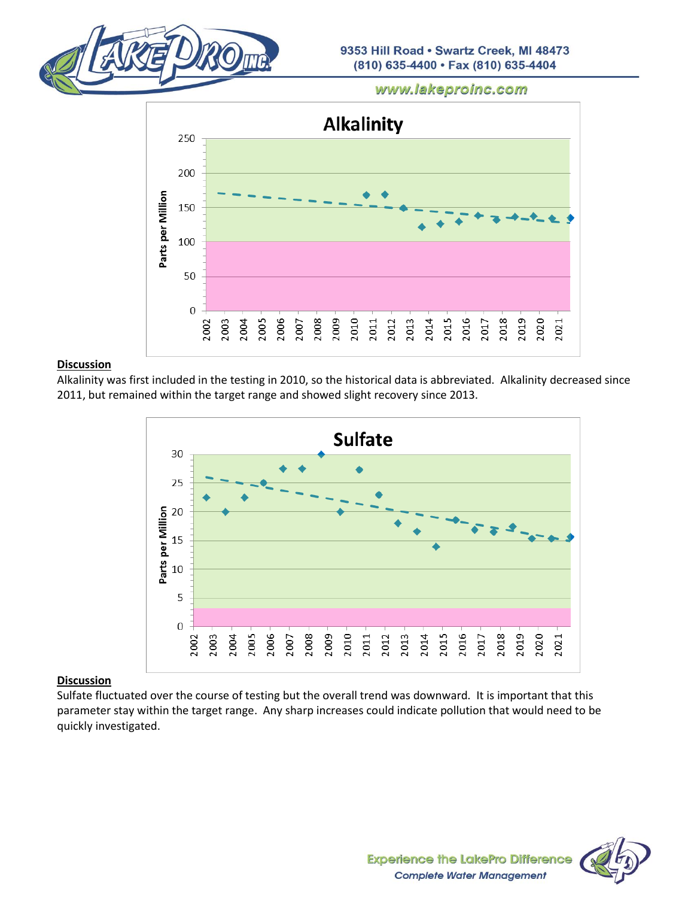### Discussion

Alkalinity was first included in the testing in 2010, so the historical data is abbreviated. Alkalinity decreased since 2011, but remained within the target range and showed slight recovery since 2013.

### Discussion

Sulfate fluctuated over the course of testing but the overall trend was downward. It is important that this parameter stay within the target range. Any sharp increases could indicate pollution that would need to be quickly investigated.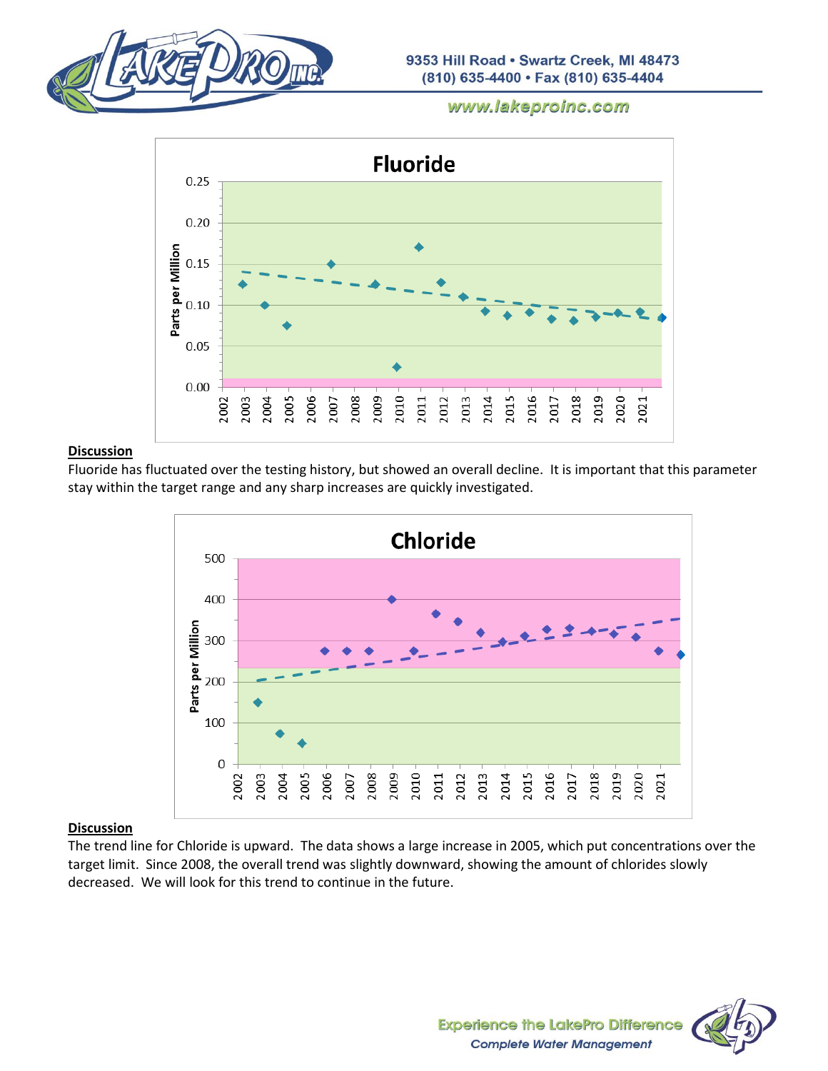## Fluoride

**Discussion**

Fluoride has fluctuated over the testing history, but showed an overall decline. It is important that this parameter stay within the target range and any sharp increases are quickly investigated.

## Chloride

**Discussion**

The trend line for Chloride is upward. The data shows a large increase in 2005, which put concentrations over the target limit. Since 2008, the overall trend was slightly downward, showing the amount of chlorides slowly decreased. We will look for this trend to continue in the future.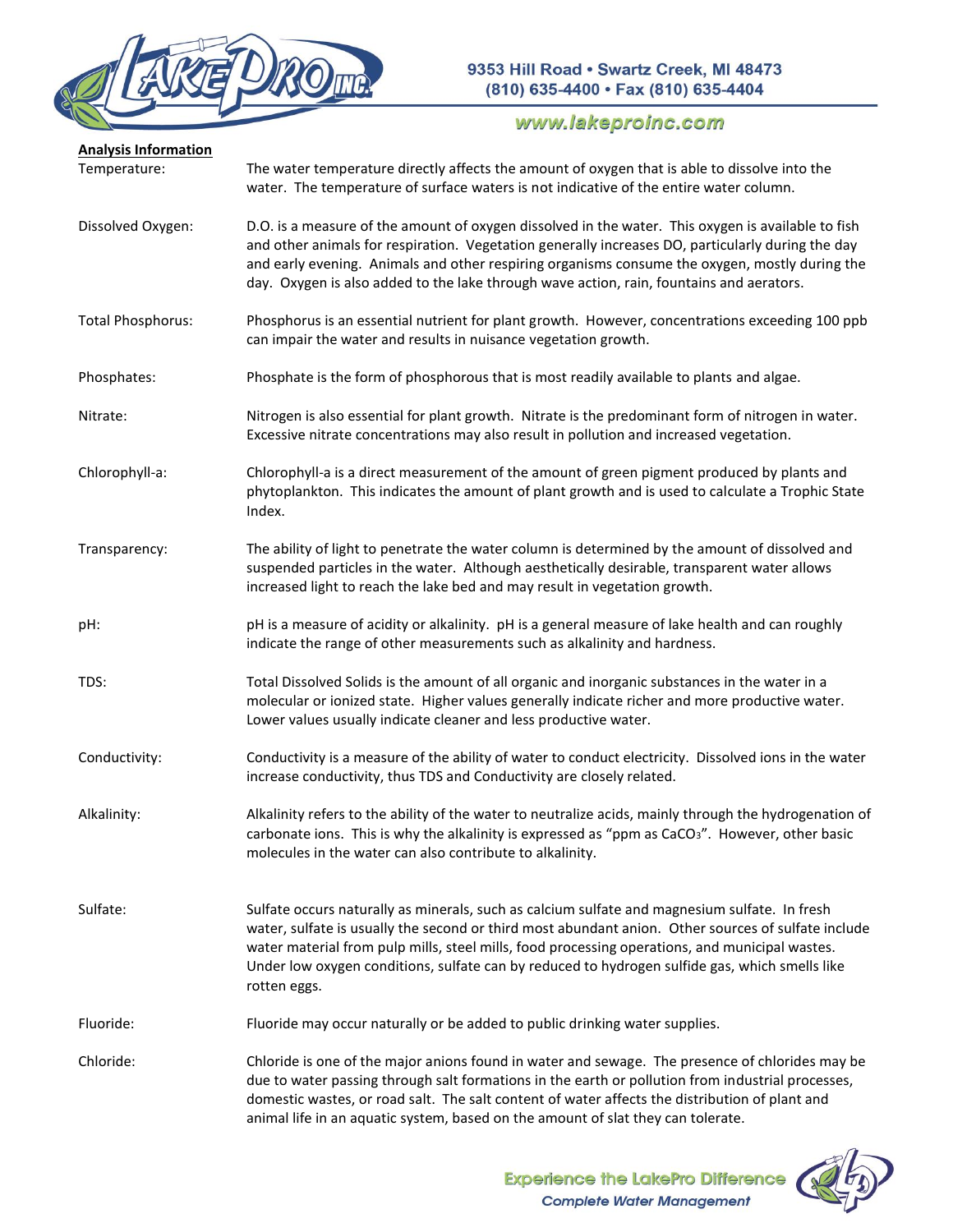**Analysis Information**

| | |
|---|---|
| Temperature: | The water temperature directly affects the amount of oxygen that is able to dissolve into the water. The temperature of surface waters is not indicative of the entire water column. |
| Dissolved Oxygen: | D.O. is a measure of the amount of oxygen dissolved in the water. This oxygen is available to fish and other animals for respiration. Vegetation generally increases DO, particularly during the day and early evening. Animals and other respiring organisms consume the oxygen, mostly during the day. Oxygen is also added to the lake through wave action, rain, fountains and aerators. |
| Total Phosphorus: | Phosphorus is an essential nutrient for plant growth. However, concentrations exceeding 100 ppb can impair the water and results in nuisance vegetation growth. |
| Phosphates: | Phosphate is the form of phosphorous that is most readily available to plants and algae. |
| Nitrate: | Nitrogen is also essential for plant growth. Nitrate is the predominant form of nitrogen in water. Excessive nitrate concentrations may also result in pollution and increased vegetation. |
| Chlorophyll-a: | Chlorophyll-a is a direct measurement of the amount of green pigment produced by plants and phytoplankton. This indicates the amount of plant growth and is used to calculate a Trophic State Index. |
| Transparency: | The ability of light to penetrate the water column is determined by the amount of dissolved and suspended particles in the water. Although aesthetically desirable, transparent water allows increased light to reach the lake bed and may result in vegetation growth. |
| pH: | pH is a measure of acidity or alkalinity. pH is a general measure of lake health and can roughly indicate the range of other measurements such as alkalinity and hardness. |
| TDS: | Total Dissolved Solids is the amount of all organic and inorganic substances in the water in a molecular or ionized state. Higher values generally indicate richer and more productive water. Lower values usually indicate cleaner and less productive water. |
| Conductivity: | Conductivity is a measure of the ability of water to conduct electricity. Dissolved ions in the water increase conductivity, thus TDS and Conductivity are closely related. |
| Alkalinity: | Alkalinity refers to the ability of the water to neutralize acids, mainly through the hydrogenation of carbonate ions. This is why the alkalinity is expressed as "ppm as $CaCO_3$". However, other basic molecules in the water can also contribute to alkalinity. |
| Sulfate: | Sulfate occurs naturally as minerals, such as calcium sulfate and magnesium sulfate. In fresh water, sulfate is usually the second or third most abundant anion. Other sources of sulfate include water material from pulp mills, steel mills, food processing operations, and municipal wastes. Under low oxygen conditions, sulfate can by reduced to hydrogen sulfide gas, which smells like rotten eggs. |
| Fluoride: | Fluoride may occur naturally or be added to public drinking water supplies. |
| Chloride: | Chloride is one of the major anions found in water and sewage. The presence of chlorides may be due to water passing through salt formations in the earth or pollution from industrial processes, domestic wastes, or road salt. The salt content of water affects the distribution of plant and animal life in an aquatic system, based on the amount of slat they can tolerate. |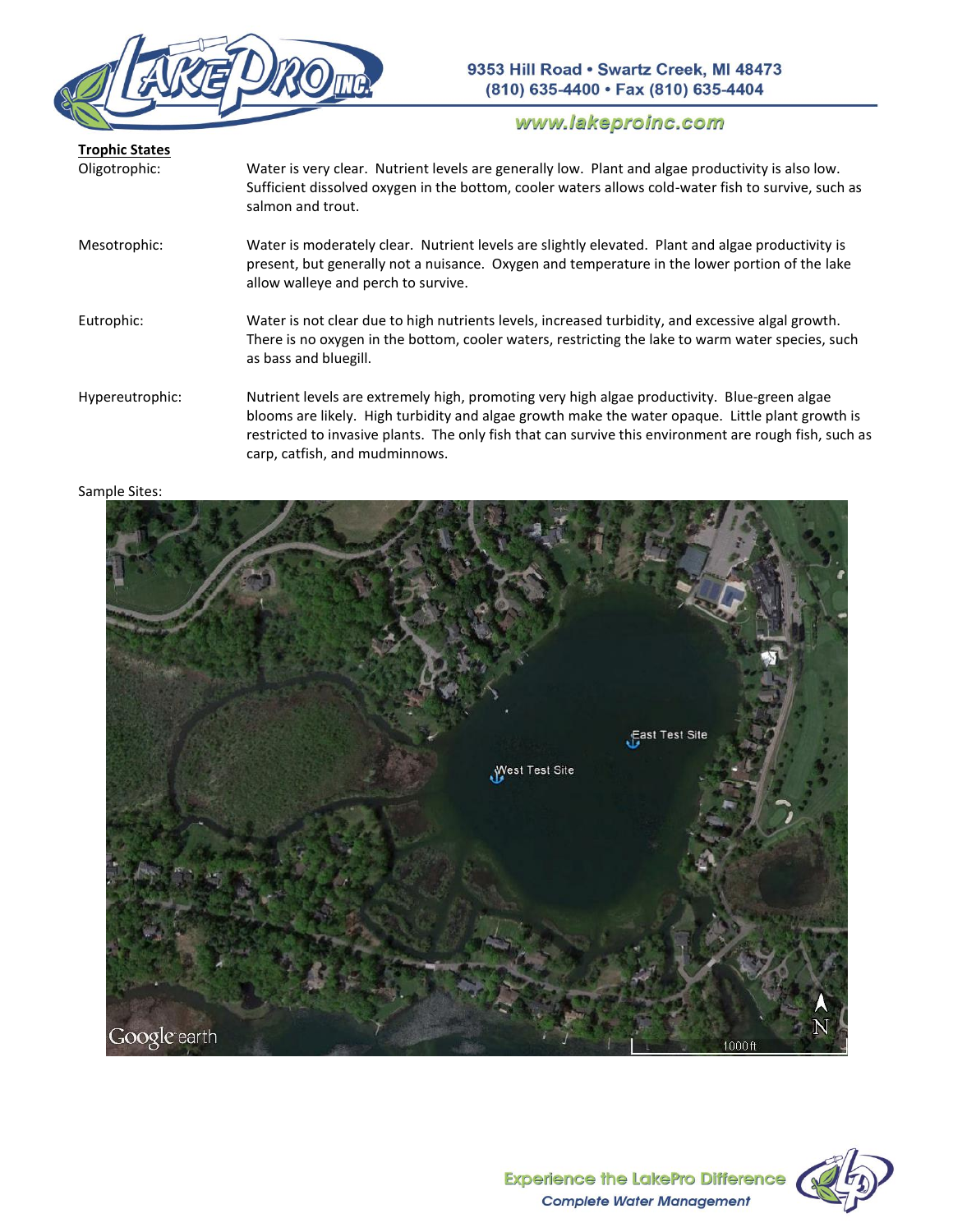**Trophic States**

| | |
|---|---|
| Oligotrophic: | Water is very clear. Nutrient levels are generally low. Plant and algae productivity is also low. Sufficient dissolved oxygen in the bottom, cooler waters allows cold-water fish to survive, such as salmon and trout. |
| Mesotrophic: | Water is moderately clear. Nutrient levels are slightly elevated. Plant and algae productivity is present, but generally not a nuisance. Oxygen and temperature in the lower portion of the lake allow walleye and perch to survive. |
| Eutrophic: | Water is not clear due to high nutrients levels, increased turbidity, and excessive algal growth. There is no oxygen in the bottom, cooler waters, restricting the lake to warm water species, such as bass and bluegill. |
| Hypereutrophic: | Nutrient levels are extremely high, promoting very high algae productivity. Blue-green algae blooms are likely. High turbidity and algae growth make the water opaque. Little plant growth is restricted to invasive plants. The only fish that can survive this environment are rough fish, such as carp, catfish, and mudminnows. |

Sample Sites:

East Test Site

West Test Site

1000 ft

N

Google earth